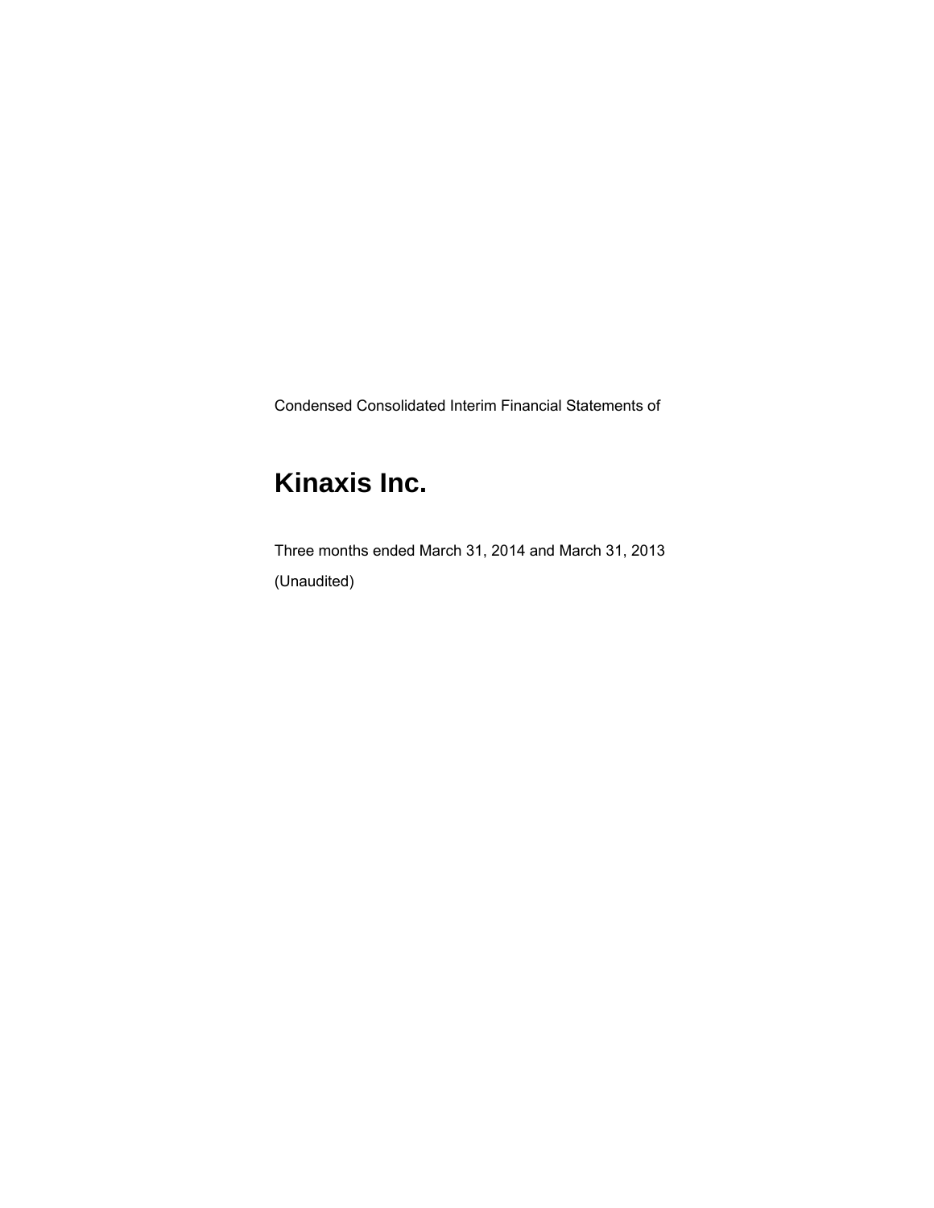Condensed Consolidated Interim Financial Statements of

# Kinaxis Inc.

Three months ended March 31, 2014 and March 31, 2013

(Unaudited)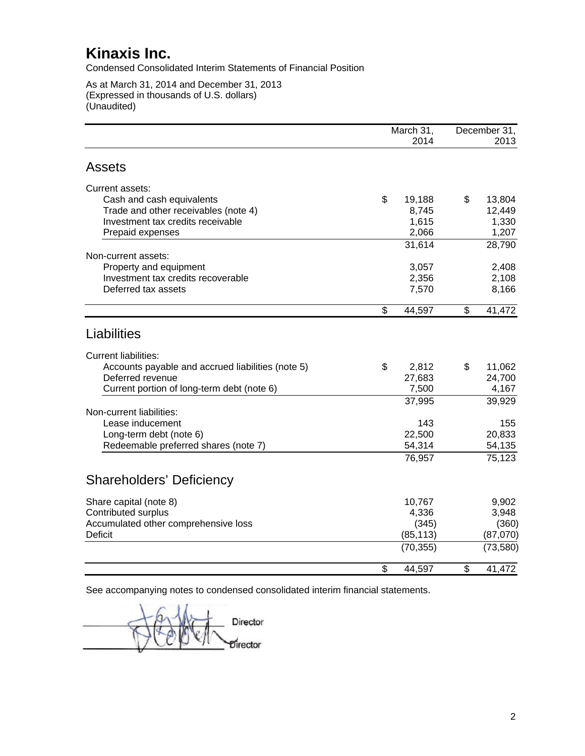# Kinaxis Inc.

Condensed Consolidated Interim Statements of Financial Position

As at March 31, 2014 and December 31, 2013
(Expressed in thousands of U.S. dollars)
(Unaudited)

| | March 31, 2014 | December 31, 2013 |
|---|---|---|
| **Assets** | | |
| Current assets: | | |
| Cash and cash equivalents | $ 19,188 | $ 13,804 |
| Trade and other receivables (note 4) | 8,745 | 12,449 |
| Investment tax credits receivable | 1,615 | 1,330 |
| Prepaid expenses | 2,066 | 1,207 |
| | 31,614 | 28,790 |
| Non-current assets: | | |
| Property and equipment | 3,057 | 2,408 |
| Investment tax credits recoverable | 2,356 | 2,108 |
| Deferred tax assets | 7,570 | 8,166 |
| | $ 44,597 | $ 41,472 |
| **Liabilities** | | |
| Current liabilities: | | |
| Accounts payable and accrued liabilities (note 5) | $ 2,812 | $ 11,062 |
| Deferred revenue | 27,683 | 24,700 |
| Current portion of long-term debt (note 6) | 7,500 | 4,167 |
| | 37,995 | 39,929 |
| Non-current liabilities: | | |
| Lease inducement | 143 | 155 |
| Long-term debt (note 6) | 22,500 | 20,833 |
| Redeemable preferred shares (note 7) | 54,314 | 54,135 |
| | 76,957 | 75,123 |
| **Shareholders' Deficiency** | | |
| Share capital (note 8) | 10,767 | 9,902 |
| Contributed surplus | 4,336 | 3,948 |
| Accumulated other comprehensive loss | (345) | (360) |
| Deficit | (85,113) | (87,070) |
| | (70,355) | (73,580) |
| | $ 44,597 | $ 41,472 |

See accompanying notes to condensed consolidated interim financial statements.

Director

Director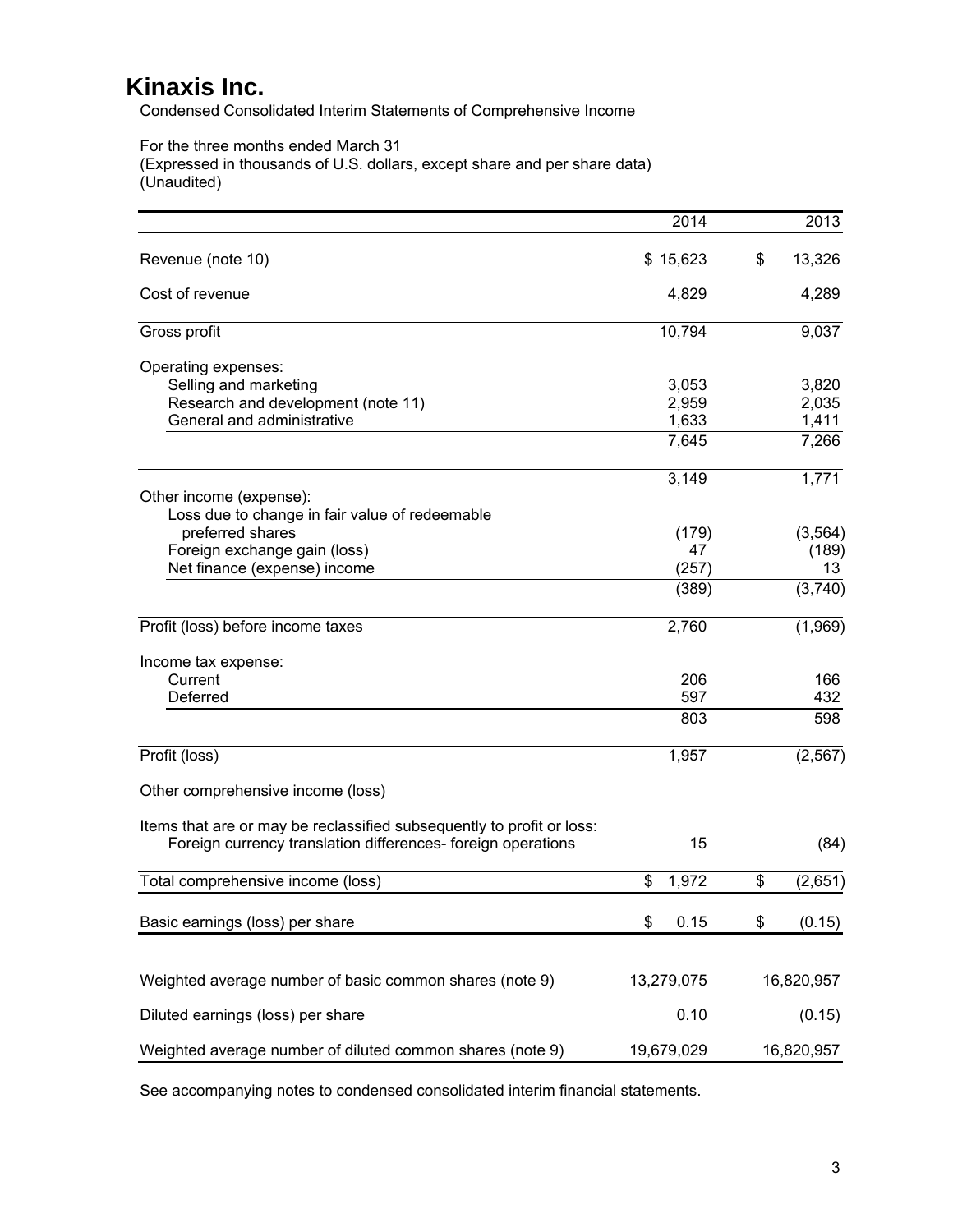# Kinaxis Inc.

Condensed Consolidated Interim Statements of Comprehensive Income

For the three months ended March 31
(Expressed in thousands of U.S. dollars, except share and per share data)
(Unaudited)

| | 2014 | 2013 |
|---|---|---|
| Revenue (note 10) | $ 15,623 | $ 13,326 |
| Cost of revenue | 4,829 | 4,289 |
| Gross profit | 10,794 | 9,037 |
| Operating expenses: | | |
| Selling and marketing | 3,053 | 3,820 |
| Research and development (note 11) | 2,959 | 2,035 |
| General and administrative | 1,633 | 1,411 |
| | 7,645 | 7,266 |
| | 3,149 | 1,771 |
| Other income (expense): | | |
| Loss due to change in fair value of redeemable preferred shares | (179) | (3,564) |
| Foreign exchange gain (loss) | 47 | (189) |
| Net finance (expense) income | (257) | 13 |
| | (389) | (3,740) |
| Profit (loss) before income taxes | 2,760 | (1,969) |
| Income tax expense: | | |
| Current | 206 | 166 |
| Deferred | 597 | 432 |
| | 803 | 598 |
| Profit (loss) | 1,957 | (2,567) |
| Other comprehensive income (loss) | | |
| Items that are or may be reclassified subsequently to profit or loss: | | |
| Foreign currency translation differences- foreign operations | 15 | (84) |
| Total comprehensive income (loss) | $ 1,972 | $ (2,651) |
| Basic earnings (loss) per share | $ 0.15 | $ (0.15) |
| Weighted average number of basic common shares (note 9) | 13,279,075 | 16,820,957 |
| Diluted earnings (loss) per share | 0.10 | (0.15) |
| Weighted average number of diluted common shares (note 9) | 19,679,029 | 16,820,957 |

See accompanying notes to condensed consolidated interim financial statements.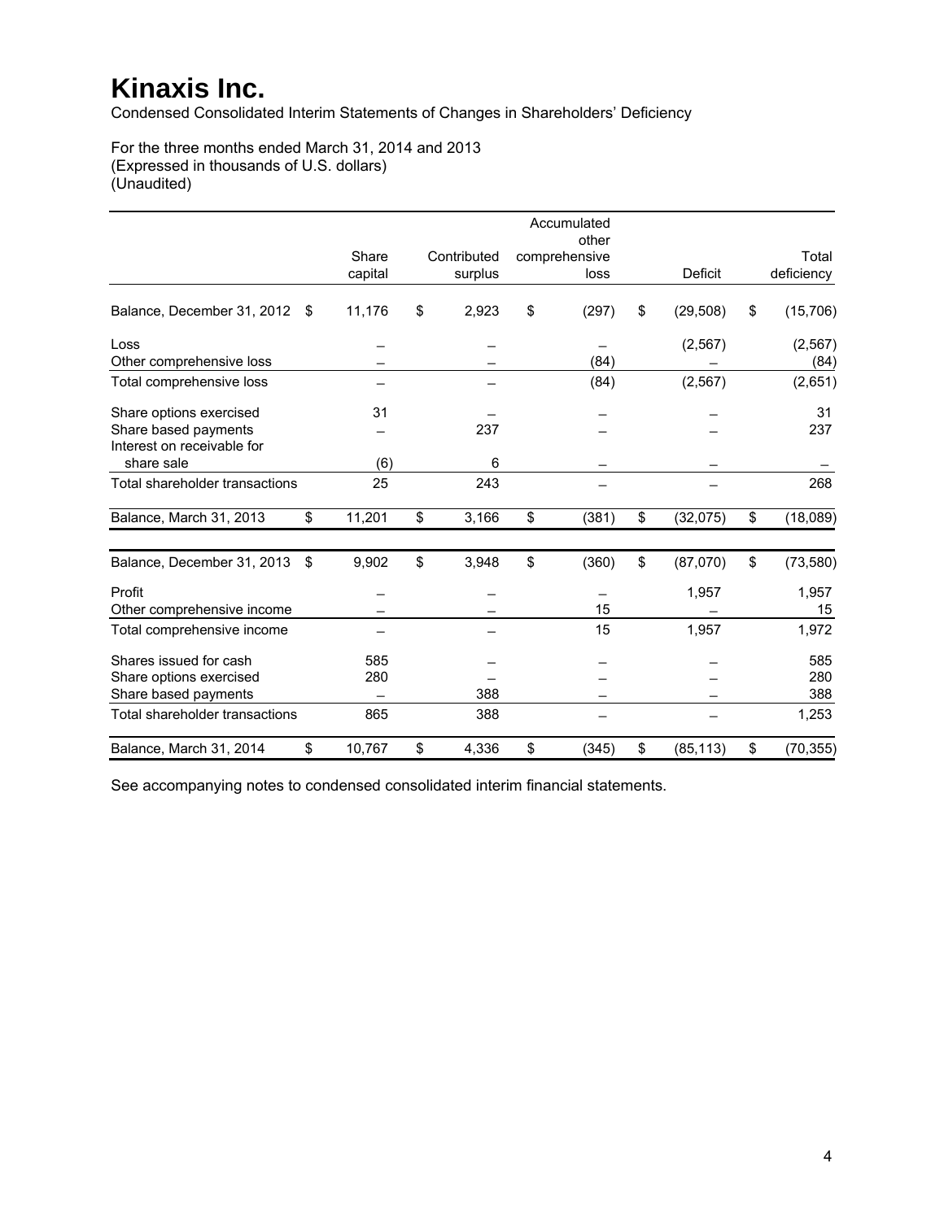# Kinaxis Inc.

Condensed Consolidated Interim Statements of Changes in Shareholders' Deficiency

For the three months ended March 31, 2014 and 2013
(Expressed in thousands of U.S. dollars)
(Unaudited)

| | Share capital | Contributed surplus | Accumulated other comprehensive loss | Deficit | Total deficiency |
|---|---|---|---|---|---|
| Balance, December 31, 2012 | $ 11,176 | $ 2,923 | $ (297) | $ (29,508) | $ (15,706) |
| Loss | – | – | – | (2,567) | (2,567) |
| Other comprehensive loss | – | – | (84) | – | (84) |
| Total comprehensive loss | – | – | (84) | (2,567) | (2,651) |
| Share options exercised | 31 | – | – | – | 31 |
| Share based payments | – | 237 | – | – | 237 |
| Interest on receivable for share sale | (6) | 6 | – | – | – |
| Total shareholder transactions | 25 | 243 | – | – | 268 |
| Balance, March 31, 2013 | $ 11,201 | $ 3,166 | $ (381) | $ (32,075) | $ (18,089) |
| Balance, December 31, 2013 | $ 9,902 | $ 3,948 | $ (360) | $ (87,070) | $ (73,580) |
| Profit | – | – | – | 1,957 | 1,957 |
| Other comprehensive income | – | – | 15 | – | 15 |
| Total comprehensive income | – | – | 15 | 1,957 | 1,972 |
| Shares issued for cash | 585 | – | – | – | 585 |
| Share options exercised | 280 | – | – | – | 280 |
| Share based payments | – | 388 | – | – | 388 |
| Total shareholder transactions | 865 | 388 | – | – | 1,253 |
| Balance, March 31, 2014 | $ 10,767 | $ 4,336 | $ (345) | $ (85,113) | $ (70,355) |

See accompanying notes to condensed consolidated interim financial statements.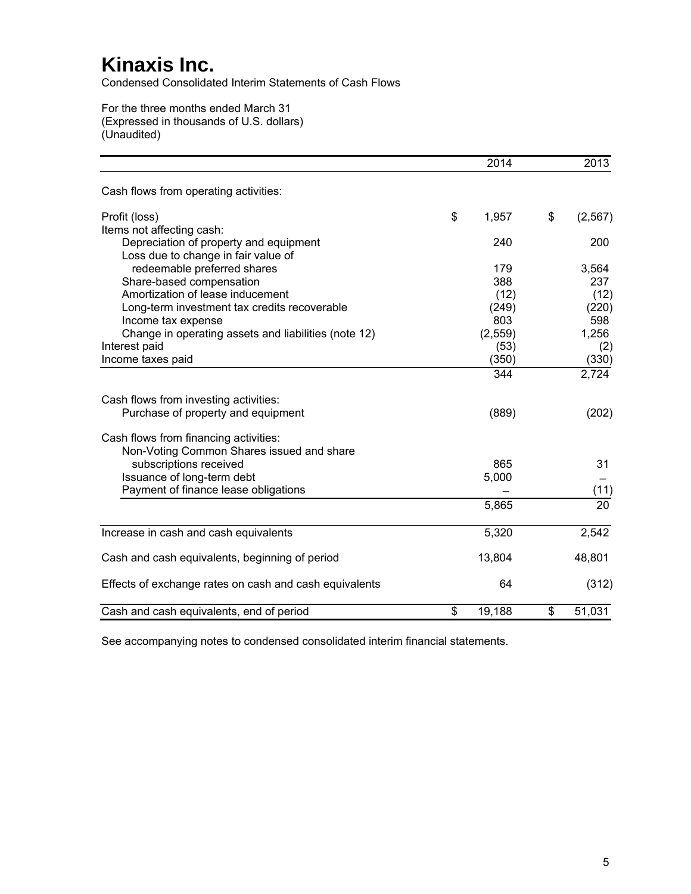# Kinaxis Inc.

Condensed Consolidated Interim Statements of Cash Flows

For the three months ended March 31
(Expressed in thousands of U.S. dollars)
(Unaudited)

| | 2014 | 2013 |
|---|---|---|
| Cash flows from operating activities: | | |
| Profit (loss) | $ 1,957 | $ (2,567) |
| Items not affecting cash: | | |
| Depreciation of property and equipment | 240 | 200 |
| Loss due to change in fair value of redeemable preferred shares | 179 | 3,564 |
| Share-based compensation | 388 | 237 |
| Amortization of lease inducement | (12) | (12) |
| Long-term investment tax credits recoverable | (249) | (220) |
| Income tax expense | 803 | 598 |
| Change in operating assets and liabilities (note 12) | (2,559) | 1,256 |
| Interest paid | (53) | (2) |
| Income taxes paid | (350) | (330) |
| | 344 | 2,724 |
| Cash flows from investing activities: | | |
| Purchase of property and equipment | (889) | (202) |
| Cash flows from financing activities: | | |
| Non-Voting Common Shares issued and share subscriptions received | 865 | 31 |
| Issuance of long-term debt | 5,000 | – |
| Payment of finance lease obligations | – | (11) |
| | 5,865 | 20 |
| Increase in cash and cash equivalents | 5,320 | 2,542 |
| Cash and cash equivalents, beginning of period | 13,804 | 48,801 |
| Effects of exchange rates on cash and cash equivalents | 64 | (312) |
| Cash and cash equivalents, end of period | $ 19,188 | $ 51,031 |

See accompanying notes to condensed consolidated interim financial statements.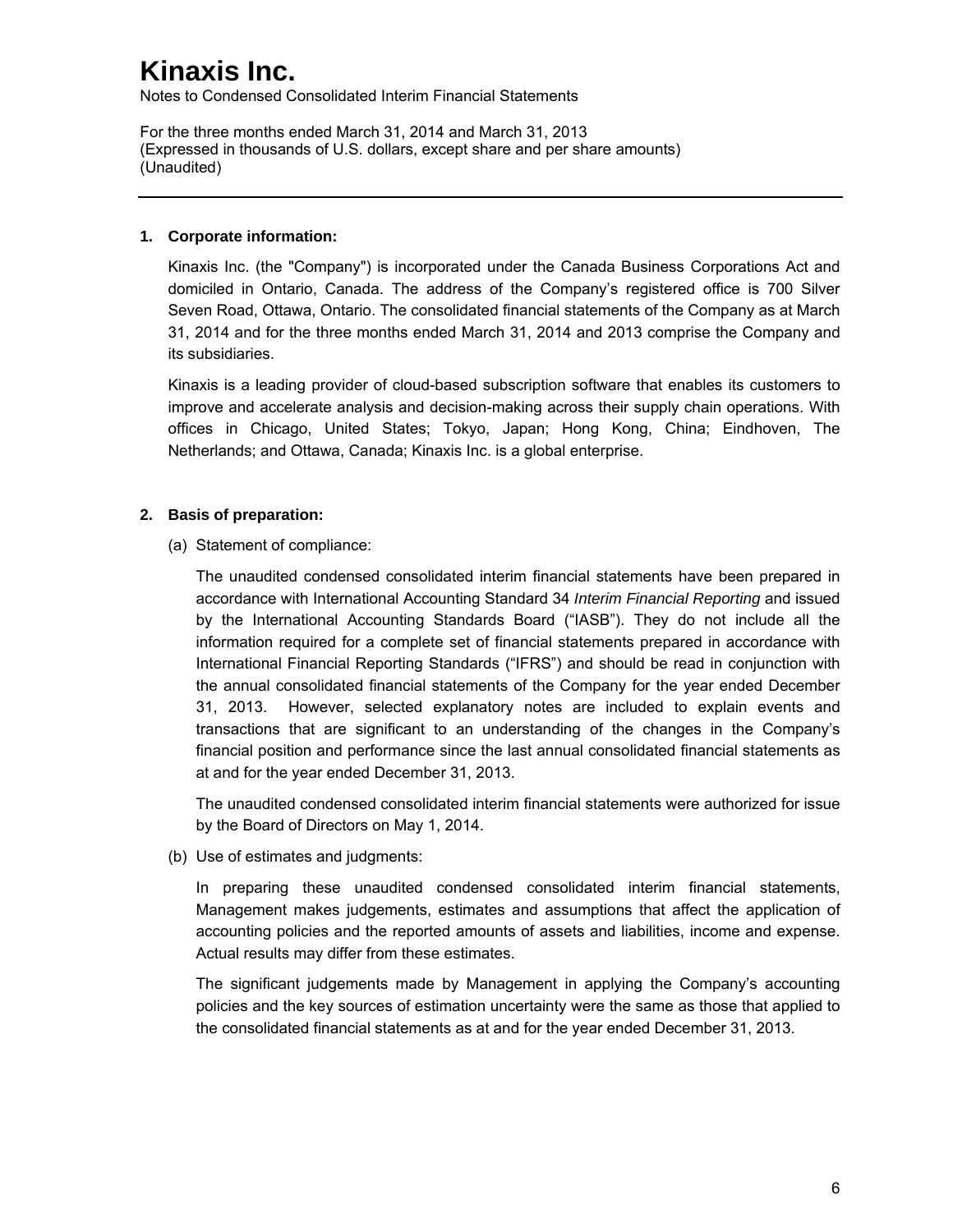# Kinaxis Inc.

Notes to Condensed Consolidated Interim Financial Statements

For the three months ended March 31, 2014 and March 31, 2013
(Expressed in thousands of U.S. dollars, except share and per share amounts)
(Unaudited)

---

**1. Corporate information:**

Kinaxis Inc. (the "Company") is incorporated under the Canada Business Corporations Act and domiciled in Ontario, Canada. The address of the Company's registered office is 700 Silver Seven Road, Ottawa, Ontario. The consolidated financial statements of the Company as at March 31, 2014 and for the three months ended March 31, 2014 and 2013 comprise the Company and its subsidiaries.

Kinaxis is a leading provider of cloud-based subscription software that enables its customers to improve and accelerate analysis and decision-making across their supply chain operations. With offices in Chicago, United States; Tokyo, Japan; Hong Kong, China; Eindhoven, The Netherlands; and Ottawa, Canada; Kinaxis Inc. is a global enterprise.

**2. Basis of preparation:**

(a) Statement of compliance:

The unaudited condensed consolidated interim financial statements have been prepared in accordance with International Accounting Standard 34 *Interim Financial Reporting* and issued by the International Accounting Standards Board ("IASB"). They do not include all the information required for a complete set of financial statements prepared in accordance with International Financial Reporting Standards ("IFRS") and should be read in conjunction with the annual consolidated financial statements of the Company for the year ended December 31, 2013. However, selected explanatory notes are included to explain events and transactions that are significant to an understanding of the changes in the Company's financial position and performance since the last annual consolidated financial statements as at and for the year ended December 31, 2013.

The unaudited condensed consolidated interim financial statements were authorized for issue by the Board of Directors on May 1, 2014.

(b) Use of estimates and judgments:

In preparing these unaudited condensed consolidated interim financial statements, Management makes judgements, estimates and assumptions that affect the application of accounting policies and the reported amounts of assets and liabilities, income and expense. Actual results may differ from these estimates.

The significant judgements made by Management in applying the Company's accounting policies and the key sources of estimation uncertainty were the same as those that applied to the consolidated financial statements as at and for the year ended December 31, 2013.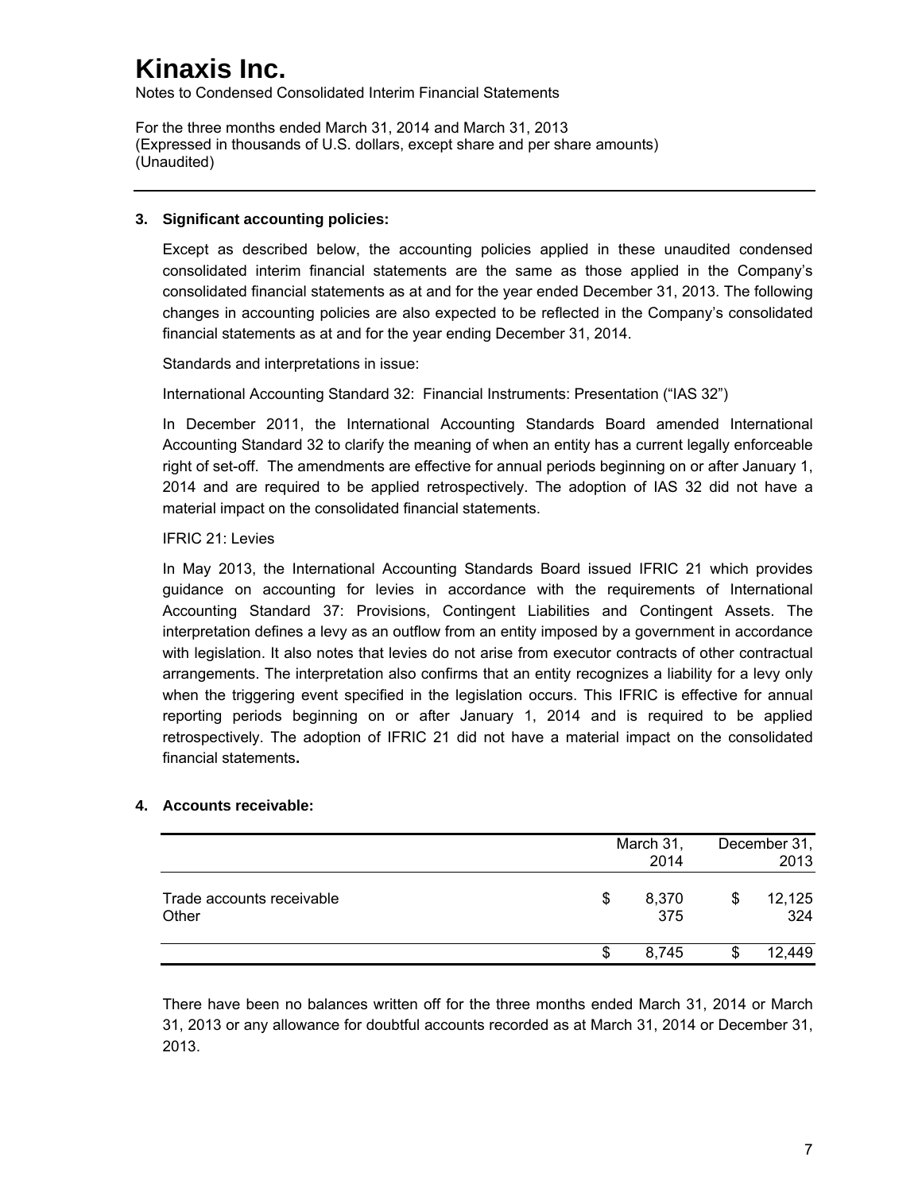# Kinaxis Inc.

Notes to Condensed Consolidated Interim Financial Statements

For the three months ended March 31, 2014 and March 31, 2013
(Expressed in thousands of U.S. dollars, except share and per share amounts)
(Unaudited)

### 3. Significant accounting policies:

Except as described below, the accounting policies applied in these unaudited condensed consolidated interim financial statements are the same as those applied in the Company's consolidated financial statements as at and for the year ended December 31, 2013. The following changes in accounting policies are also expected to be reflected in the Company's consolidated financial statements as at and for the year ending December 31, 2014.

Standards and interpretations in issue:

International Accounting Standard 32: Financial Instruments: Presentation ("IAS 32")

In December 2011, the International Accounting Standards Board amended International Accounting Standard 32 to clarify the meaning of when an entity has a current legally enforceable right of set-off. The amendments are effective for annual periods beginning on or after January 1, 2014 and are required to be applied retrospectively. The adoption of IAS 32 did not have a material impact on the consolidated financial statements.

IFRIC 21: Levies

In May 2013, the International Accounting Standards Board issued IFRIC 21 which provides guidance on accounting for levies in accordance with the requirements of International Accounting Standard 37: Provisions, Contingent Liabilities and Contingent Assets. The interpretation defines a levy as an outflow from an entity imposed by a government in accordance with legislation. It also notes that levies do not arise from executor contracts of other contractual arrangements. The interpretation also confirms that an entity recognizes a liability for a levy only when the triggering event specified in the legislation occurs. This IFRIC is effective for annual reporting periods beginning on or after January 1, 2014 and is required to be applied retrospectively. The adoption of IFRIC 21 did not have a material impact on the consolidated financial statements.

### 4. Accounts receivable:

| | March 31, 2014 | December 31, 2013 |
|---|---|---|
| Trade accounts receivable | $ 8,370 | $ 12,125 |
| Other | 375 | 324 |
| | $ 8,745 | $ 12,449 |

There have been no balances written off for the three months ended March 31, 2014 or March 31, 2013 or any allowance for doubtful accounts recorded as at March 31, 2014 or December 31, 2013.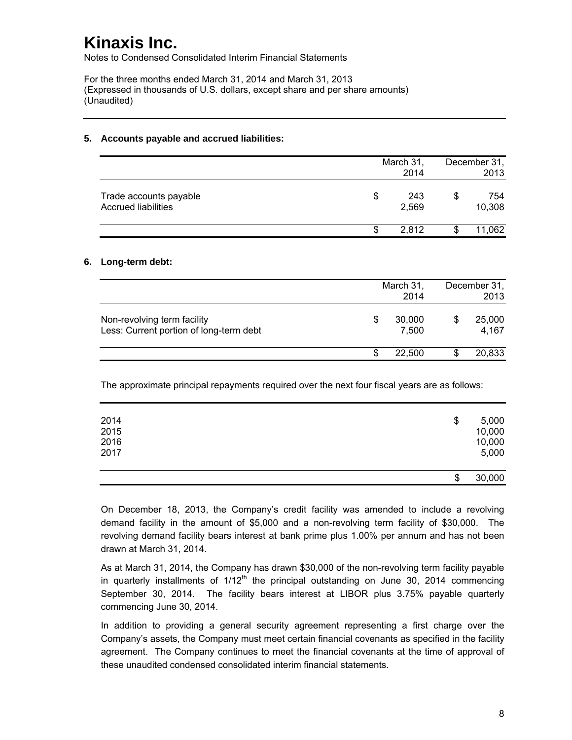# Kinaxis Inc.

Notes to Condensed Consolidated Interim Financial Statements

For the three months ended March 31, 2014 and March 31, 2013
(Expressed in thousands of U.S. dollars, except share and per share amounts)
(Unaudited)

---

## 5. Accounts payable and accrued liabilities:

| | March 31, 2014 | December 31, 2013 |
|---|---|---|
| Trade accounts payable | $ 243 | $ 754 |
| Accrued liabilities | 2,569 | 10,308 |
| | $ 2,812 | $ 11,062 |

## 6. Long-term debt:

| | March 31, 2014 | December 31, 2013 |
|---|---|---|
| Non-revolving term facility | $ 30,000 | $ 25,000 |
| Less: Current portion of long-term debt | 7,500 | 4,167 |
| | $ 22,500 | $ 20,833 |

The approximate principal repayments required over the next four fiscal years are as follows:

| | |
|---|---|
| 2014 | $ 5,000 |
| 2015 | 10,000 |
| 2016 | 10,000 |
| 2017 | 5,000 |
| | $ 30,000 |

On December 18, 2013, the Company's credit facility was amended to include a revolving demand facility in the amount of $5,000 and a non-revolving term facility of $30,000. The revolving demand facility bears interest at bank prime plus 1.00% per annum and has not been drawn at March 31, 2014.

As at March 31, 2014, the Company has drawn $30,000 of the non-revolving term facility payable in quarterly installments of $1/12^{th}$ the principal outstanding on June 30, 2014 commencing September 30, 2014. The facility bears interest at LIBOR plus 3.75% payable quarterly commencing June 30, 2014.

In addition to providing a general security agreement representing a first charge over the Company's assets, the Company must meet certain financial covenants as specified in the facility agreement. The Company continues to meet the financial covenants at the time of approval of these unaudited condensed consolidated interim financial statements.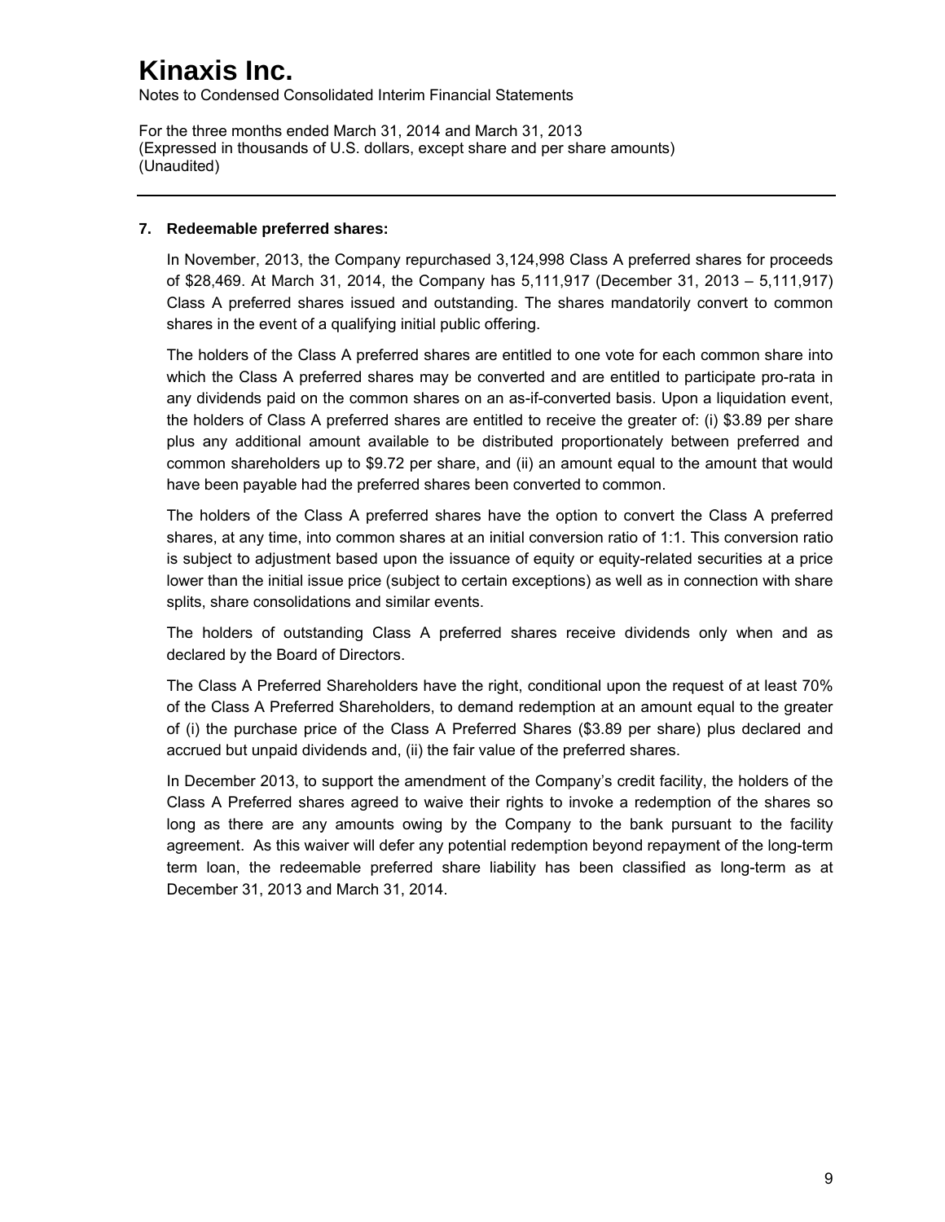# Kinaxis Inc.

Notes to Condensed Consolidated Interim Financial Statements

For the three months ended March 31, 2014 and March 31, 2013
(Expressed in thousands of U.S. dollars, except share and per share amounts)
(Unaudited)

---

**7. Redeemable preferred shares:**

In November, 2013, the Company repurchased 3,124,998 Class A preferred shares for proceeds of $28,469. At March 31, 2014, the Company has 5,111,917 (December 31, 2013 – 5,111,917) Class A preferred shares issued and outstanding. The shares mandatorily convert to common shares in the event of a qualifying initial public offering.

The holders of the Class A preferred shares are entitled to one vote for each common share into which the Class A preferred shares may be converted and are entitled to participate pro-rata in any dividends paid on the common shares on an as-if-converted basis. Upon a liquidation event, the holders of Class A preferred shares are entitled to receive the greater of: (i) $3.89 per share plus any additional amount available to be distributed proportionately between preferred and common shareholders up to $9.72 per share, and (ii) an amount equal to the amount that would have been payable had the preferred shares been converted to common.

The holders of the Class A preferred shares have the option to convert the Class A preferred shares, at any time, into common shares at an initial conversion ratio of 1:1. This conversion ratio is subject to adjustment based upon the issuance of equity or equity-related securities at a price lower than the initial issue price (subject to certain exceptions) as well as in connection with share splits, share consolidations and similar events.

The holders of outstanding Class A preferred shares receive dividends only when and as declared by the Board of Directors.

The Class A Preferred Shareholders have the right, conditional upon the request of at least 70% of the Class A Preferred Shareholders, to demand redemption at an amount equal to the greater of (i) the purchase price of the Class A Preferred Shares ($3.89 per share) plus declared and accrued but unpaid dividends and, (ii) the fair value of the preferred shares.

In December 2013, to support the amendment of the Company's credit facility, the holders of the Class A Preferred shares agreed to waive their rights to invoke a redemption of the shares so long as there are any amounts owing by the Company to the bank pursuant to the facility agreement. As this waiver will defer any potential redemption beyond repayment of the long-term term loan, the redeemable preferred share liability has been classified as long-term as at December 31, 2013 and March 31, 2014.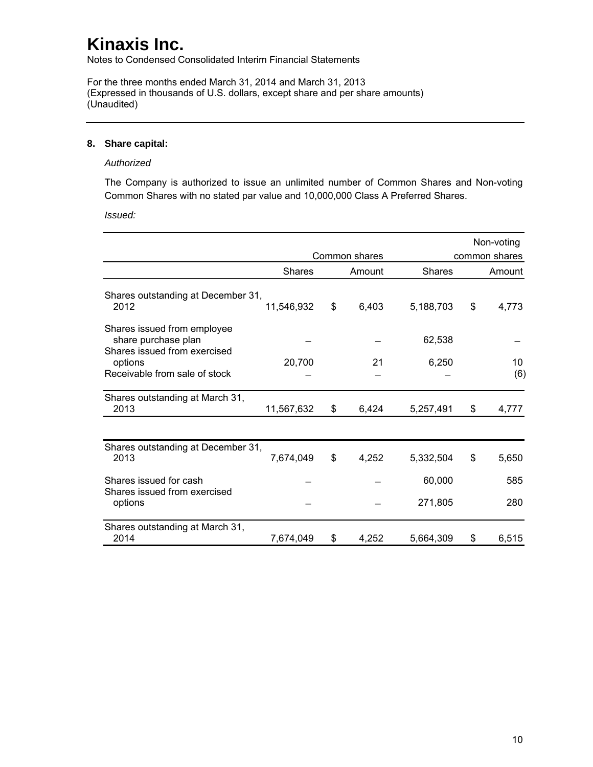## 8. Share capital:

*Authorized*

The Company is authorized to issue an unlimited number of Common Shares and Non-voting Common Shares with no stated par value and 10,000,000 Class A Preferred Shares.

*Issued:*

| | Common shares | | Non-voting common shares | |
|---|---|---|---|---|
| | Shares | Amount | Shares | Amount |
| Shares outstanding at December 31, 2012 | 11,546,932 | $ 6,403 | 5,188,703 | $ 4,773 |
| Shares issued from employee share purchase plan | – | – | 62,538 | – |
| Shares issued from exercised options | 20,700 | 21 | 6,250 | 10 |
| Receivable from sale of stock | – | – | – | (6) |
| Shares outstanding at March 31, 2013 | 11,567,632 | $ 6,424 | 5,257,491 | $ 4,777 |
| | | | | |
| Shares outstanding at December 31, 2013 | 7,674,049 | $ 4,252 | 5,332,504 | $ 5,650 |
| Shares issued for cash | – | – | 60,000 | 585 |
| Shares issued from exercised options | – | – | 271,805 | 280 |
| Shares outstanding at March 31, 2014 | 7,674,049 | $ 4,252 | 5,664,309 | $ 6,515 |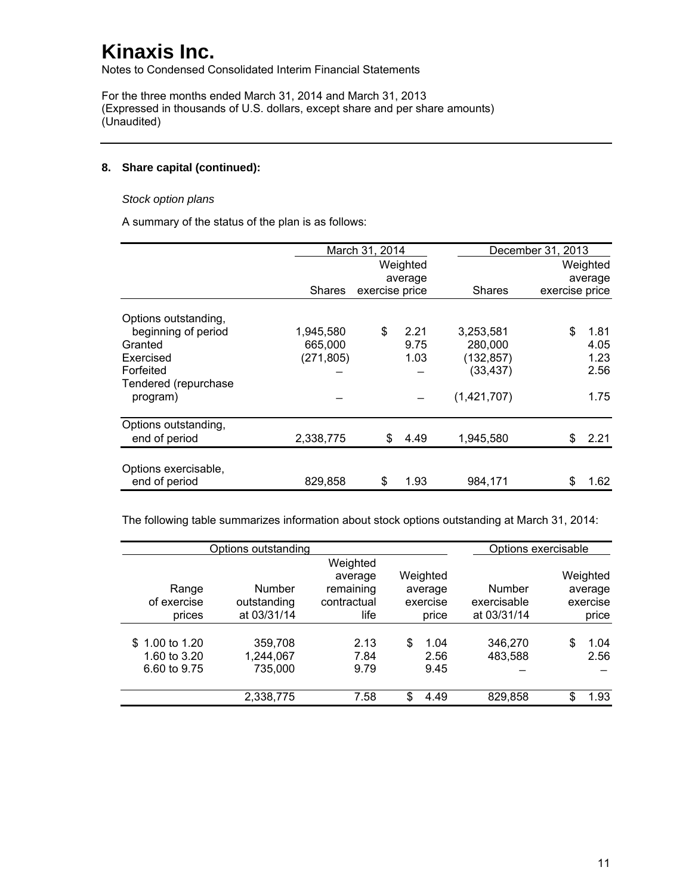# Kinaxis Inc.

Notes to Condensed Consolidated Interim Financial Statements

For the three months ended March 31, 2014 and March 31, 2013
(Expressed in thousands of U.S. dollars, except share and per share amounts)
(Unaudited)

**8. Share capital (continued):**

*Stock option plans*

A summary of the status of the plan is as follows:

| | March 31, 2014 | | December 31, 2013 | |
|---|---|---|---|---|
| | Shares | Weighted average exercise price | Shares | Weighted average exercise price |
| Options outstanding, beginning of period | 1,945,580 | $ 2.21 | 3,253,581 | $ 1.81 |
| Granted | 665,000 | 9.75 | 280,000 | 4.05 |
| Exercised | (271,805) | 1.03 | (132,857) | 1.23 |
| Forfeited | – | – | (33,437) | 2.56 |
| Tendered (repurchase program) | – | – | (1,421,707) | 1.75 |
| Options outstanding, end of period | 2,338,775 | $ 4.49 | 1,945,580 | $ 2.21 |
| Options exercisable, end of period | 829,858 | $ 1.93 | 984,171 | $ 1.62 |

The following table summarizes information about stock options outstanding at March 31, 2014:

| Options outstanding | | | | Options exercisable | |
|---|---|---|---|---|---|
| Range of exercise prices | Number outstanding at 03/31/14 | Weighted average remaining contractual life | Weighted average exercise price | Number exercisable at 03/31/14 | Weighted average exercise price |
| $ 1.00 to 1.20 | 359,708 | 2.13 | $ 1.04 | 346,270 | $ 1.04 |
| 1.60 to 3.20 | 1,244,067 | 7.84 | 2.56 | 483,588 | 2.56 |
| 6.60 to 9.75 | 735,000 | 9.79 | 9.45 | – | – |
| | 2,338,775 | 7.58 | $ 4.49 | 829,858 | $ 1.93 |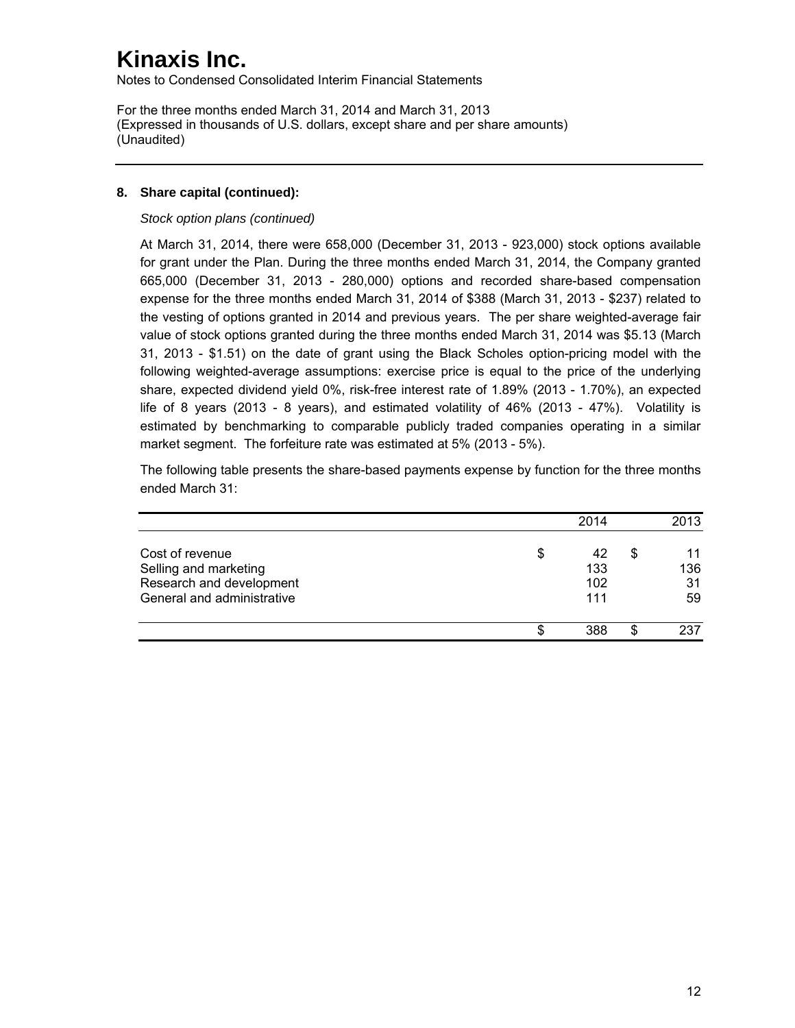# Kinaxis Inc.

Notes to Condensed Consolidated Interim Financial Statements

For the three months ended March 31, 2014 and March 31, 2013
(Expressed in thousands of U.S. dollars, except share and per share amounts)
(Unaudited)

---

**8. Share capital (continued):**

*Stock option plans (continued)*

At March 31, 2014, there were 658,000 (December 31, 2013 - 923,000) stock options available for grant under the Plan. During the three months ended March 31, 2014, the Company granted 665,000 (December 31, 2013 - 280,000) options and recorded share-based compensation expense for the three months ended March 31, 2014 of $388 (March 31, 2013 - $237) related to the vesting of options granted in 2014 and previous years. The per share weighted-average fair value of stock options granted during the three months ended March 31, 2014 was $5.13 (March 31, 2013 - $1.51) on the date of grant using the Black Scholes option-pricing model with the following weighted-average assumptions: exercise price is equal to the price of the underlying share, expected dividend yield 0%, risk-free interest rate of 1.89% (2013 - 1.70%), an expected life of 8 years (2013 - 8 years), and estimated volatility of 46% (2013 - 47%). Volatility is estimated by benchmarking to comparable publicly traded companies operating in a similar market segment. The forfeiture rate was estimated at 5% (2013 - 5%).

The following table presents the share-based payments expense by function for the three months ended March 31:

| | 2014 | 2013 |
|---|---|---|
| Cost of revenue | $ 42 | $ 11 |
| Selling and marketing | 133 | 136 |
| Research and development | 102 | 31 |
| General and administrative | 111 | 59 |
| | $ 388 | $ 237 |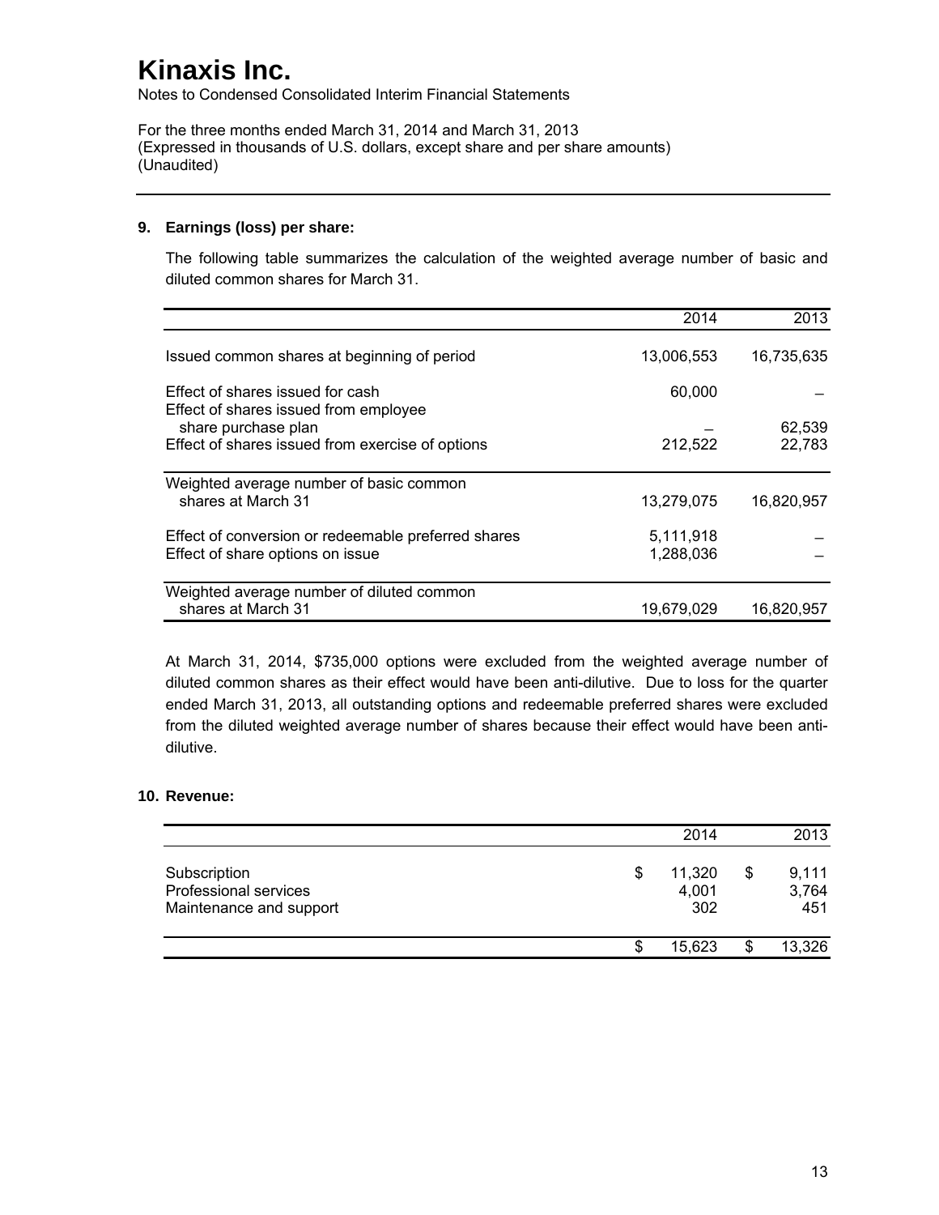# Kinaxis Inc.

Notes to Condensed Consolidated Interim Financial Statements

For the three months ended March 31, 2014 and March 31, 2013
(Expressed in thousands of U.S. dollars, except share and per share amounts)
(Unaudited)

## 9. Earnings (loss) per share:

The following table summarizes the calculation of the weighted average number of basic and diluted common shares for March 31.

| | 2014 | 2013 |
|---|---|---|
| Issued common shares at beginning of period | 13,006,553 | 16,735,635 |
| Effect of shares issued for cash | 60,000 | – |
| Effect of shares issued from employee share purchase plan | – | 62,539 |
| Effect of shares issued from exercise of options | 212,522 | 22,783 |
| Weighted average number of basic common shares at March 31 | 13,279,075 | 16,820,957 |
| Effect of conversion or redeemable preferred shares | 5,111,918 | – |
| Effect of share options on issue | 1,288,036 | – |
| Weighted average number of diluted common shares at March 31 | 19,679,029 | 16,820,957 |

At March 31, 2014, $735,000 options were excluded from the weighted average number of diluted common shares as their effect would have been anti-dilutive. Due to loss for the quarter ended March 31, 2013, all outstanding options and redeemable preferred shares were excluded from the diluted weighted average number of shares because their effect would have been anti-dilutive.

## 10. Revenue:

| | 2014 | 2013 |
|---|---|---|
| Subscription | $ 11,320 | $ 9,111 |
| Professional services | 4,001 | 3,764 |
| Maintenance and support | 302 | 451 |
| | $ 15,623 | $ 13,326 |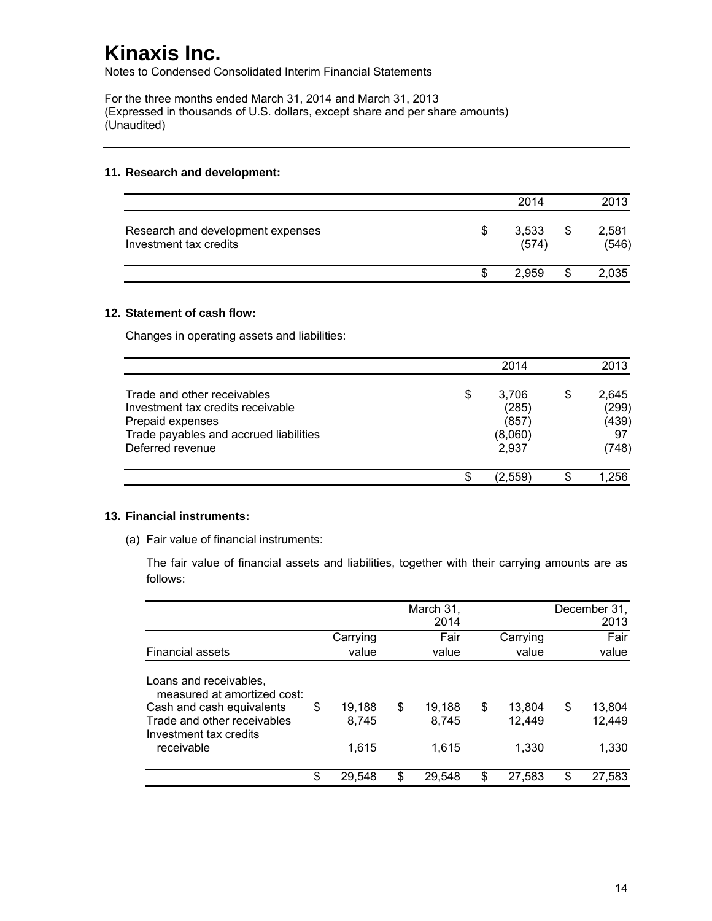# Kinaxis Inc.

Notes to Condensed Consolidated Interim Financial Statements

For the three months ended March 31, 2014 and March 31, 2013
(Expressed in thousands of U.S. dollars, except share and per share amounts)
(Unaudited)

## 11. Research and development:

| | 2014 | 2013 |
|---|---|---|
| Research and development expenses | $ 3,533 | $ 2,581 |
| Investment tax credits | (574) | (546) |
| | $ 2,959 | $ 2,035 |

## 12. Statement of cash flow:

Changes in operating assets and liabilities:

| | 2014 | 2013 |
|---|---|---|
| Trade and other receivables | $ 3,706 | $ 2,645 |
| Investment tax credits receivable | (285) | (299) |
| Prepaid expenses | (857) | (439) |
| Trade payables and accrued liabilities | (8,060) | 97 |
| Deferred revenue | 2,937 | (748) |
| | $ (2,559) | $ 1,256 |

## 13. Financial instruments:

(a) Fair value of financial instruments:

The fair value of financial assets and liabilities, together with their carrying amounts are as follows:

| | | March 31, 2014 | | December 31, 2013 |
|---|---|---|---|---|
| Financial assets | Carrying value | Fair value | Carrying value | Fair value |
| Loans and receivables, measured at amortized cost: | | | | |
| Cash and cash equivalents | $ 19,188 | $ 19,188 | $ 13,804 | $ 13,804 |
| Trade and other receivables | 8,745 | 8,745 | 12,449 | 12,449 |
| Investment tax credits receivable | 1,615 | 1,615 | 1,330 | 1,330 |
| | $ 29,548 | $ 29,548 | $ 27,583 | $ 27,583 |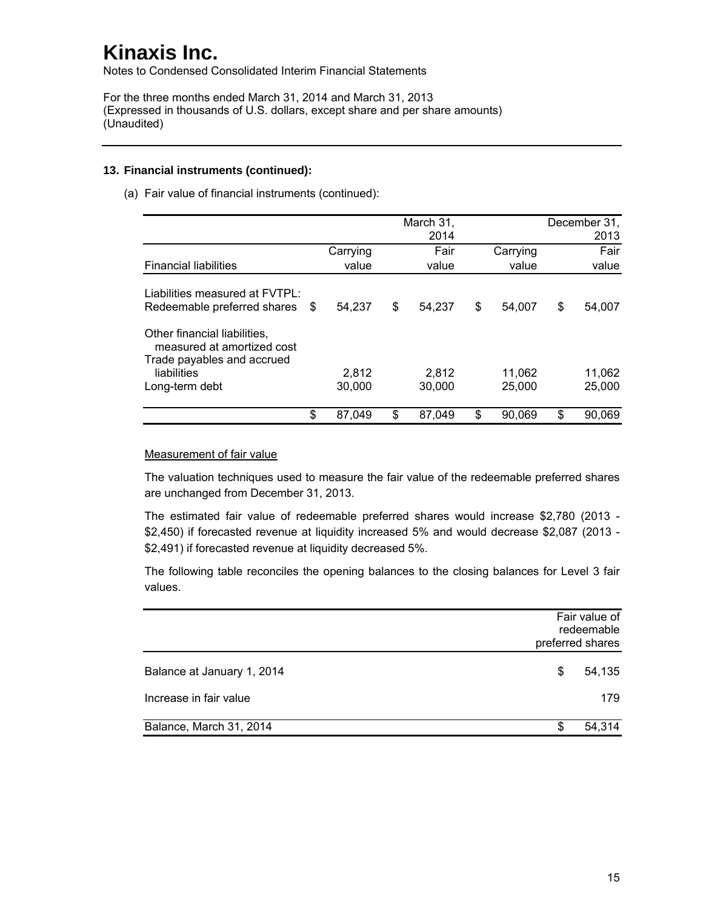# Kinaxis Inc.

Notes to Condensed Consolidated Interim Financial Statements

For the three months ended March 31, 2014 and March 31, 2013
(Expressed in thousands of U.S. dollars, except share and per share amounts)
(Unaudited)

### 13. Financial instruments (continued):

(a) Fair value of financial instruments (continued):

| | March 31, 2014 | | December 31, 2013 | |
|---|---|---|---|---|
| Financial liabilities | Carrying value | Fair value | Carrying value | Fair value |
| Liabilities measured at FVTPL: | | | | |
| Redeemable preferred shares | $ 54,237 | $ 54,237 | $ 54,007 | $ 54,007 |
| Other financial liabilities, measured at amortized cost | | | | |
| Trade payables and accrued liabilities | 2,812 | 2,812 | 11,062 | 11,062 |
| Long-term debt | 30,000 | 30,000 | 25,000 | 25,000 |
| | $ 87,049 | $ 87,049 | $ 90,069 | $ 90,069 |

Measurement of fair value

The valuation techniques used to measure the fair value of the redeemable preferred shares are unchanged from December 31, 2013.

The estimated fair value of redeemable preferred shares would increase $2,780 (2013 - $2,450) if forecasted revenue at liquidity increased 5% and would decrease $2,087 (2013 - $2,491) if forecasted revenue at liquidity decreased 5%.

The following table reconciles the opening balances to the closing balances for Level 3 fair values.

| | Fair value of redeemable preferred shares |
|---|---|
| Balance at January 1, 2014 | $ 54,135 |
| Increase in fair value | 179 |
| Balance, March 31, 2014 | $ 54,314 |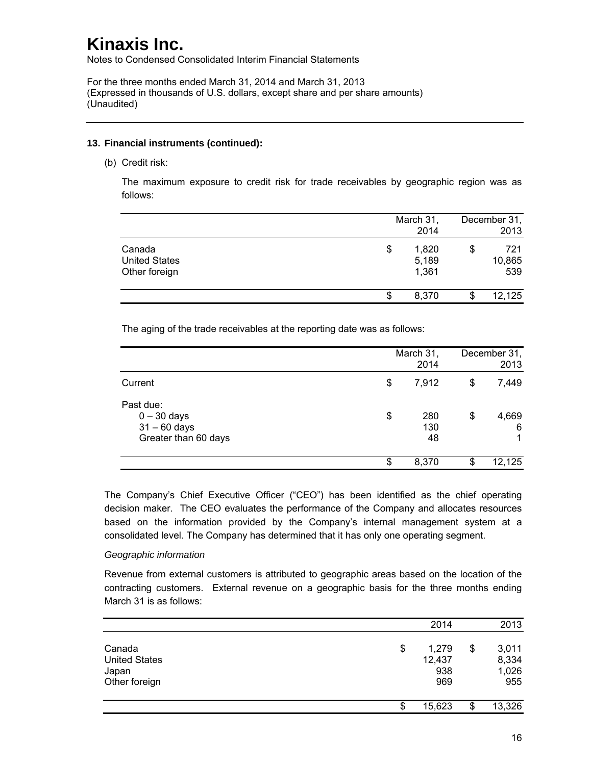# Kinaxis Inc.

Notes to Condensed Consolidated Interim Financial Statements

For the three months ended March 31, 2014 and March 31, 2013
(Expressed in thousands of U.S. dollars, except share and per share amounts)
(Unaudited)

**13. Financial instruments (continued):**

(b) Credit risk:

The maximum exposure to credit risk for trade receivables by geographic region was as follows:

| | March 31, 2014 | December 31, 2013 |
|---|---|---|
| Canada | $ 1,820 | $ 721 |
| United States | 5,189 | 10,865 |
| Other foreign | 1,361 | 539 |
| | $ 8,370 | $ 12,125 |

The aging of the trade receivables at the reporting date was as follows:

| | March 31, 2014 | December 31, 2013 |
|---|---|---|
| Current | $ 7,912 | $ 7,449 |
| Past due: | | |
| 0 – 30 days | $ 280 | $ 4,669 |
| 31 – 60 days | 130 | 6 |
| Greater than 60 days | 48 | 1 |
| | $ 8,370 | $ 12,125 |

The Company's Chief Executive Officer ("CEO") has been identified as the chief operating decision maker. The CEO evaluates the performance of the Company and allocates resources based on the information provided by the Company's internal management system at a consolidated level. The Company has determined that it has only one operating segment.

*Geographic information*

Revenue from external customers is attributed to geographic areas based on the location of the contracting customers. External revenue on a geographic basis for the three months ending March 31 is as follows:

| | 2014 | 2013 |
|---|---|---|
| Canada | $ 1,279 | $ 3,011 |
| United States | 12,437 | 8,334 |
| Japan | 938 | 1,026 |
| Other foreign | 969 | 955 |
| | $ 15,623 | $ 13,326 |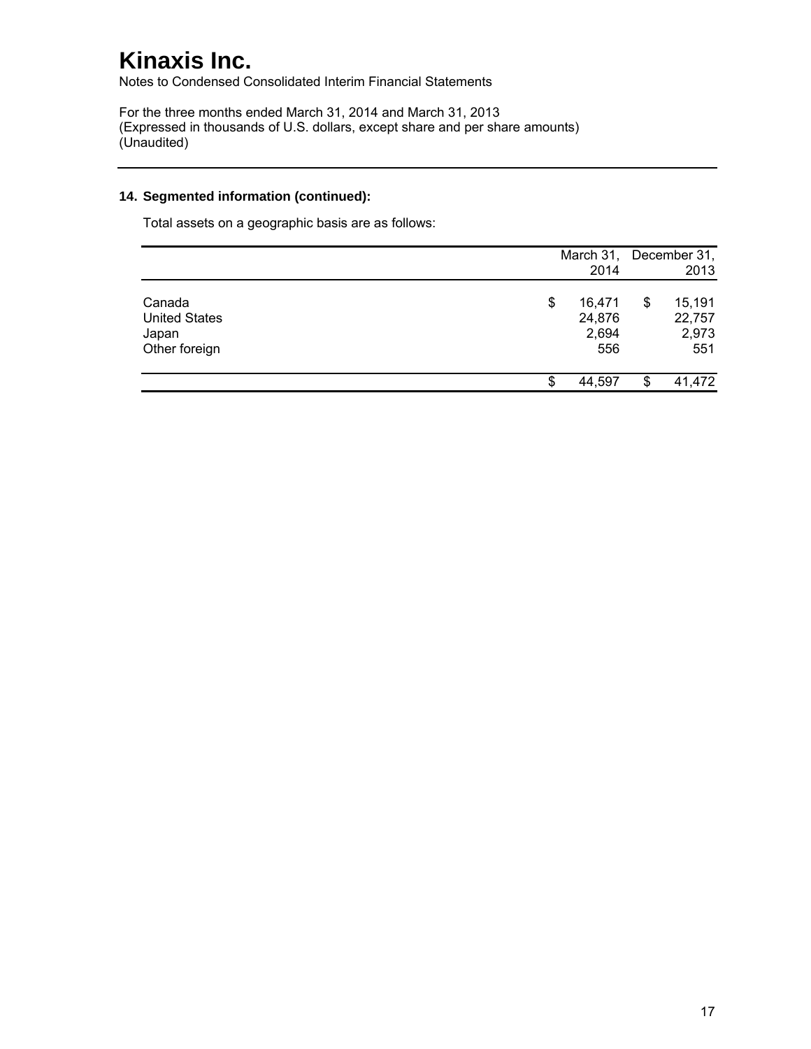# Kinaxis Inc.

Notes to Condensed Consolidated Interim Financial Statements

For the three months ended March 31, 2014 and March 31, 2013
(Expressed in thousands of U.S. dollars, except share and per share amounts)
(Unaudited)

## 14. Segmented information (continued):

Total assets on a geographic basis are as follows:

| | March 31, 2014 | December 31, 2013 |
|---|---|---|
| Canada | $ 16,471 | $ 15,191 |
| United States | 24,876 | 22,757 |
| Japan | 2,694 | 2,973 |
| Other foreign | 556 | 551 |
| | $ 44,597 | $ 41,472 |